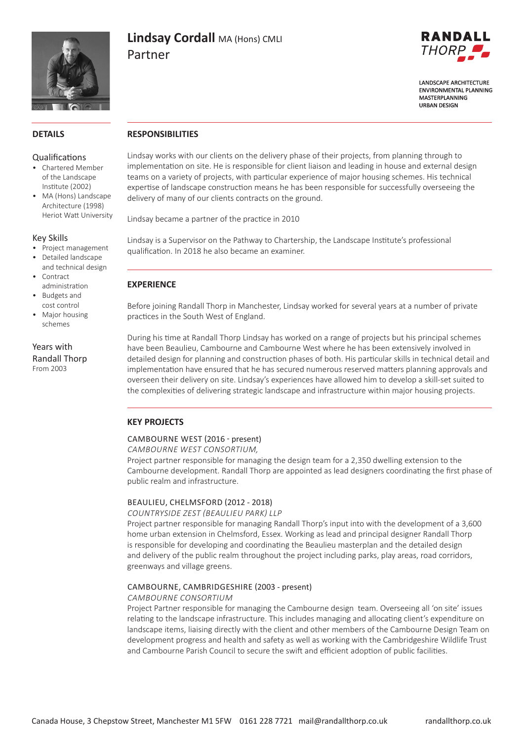# Lindsay Cordall MA (Hons) CMLI

Partner

RANDALL THORP

LANDSCAPE ARCHITECTURE
ENVIRONMENTAL PLANNING
MASTERPLANNING
URBAN DESIGN

## DETAILS

### Qualifications

- Chartered Member of the Landscape Institute (2002)
- MA (Hons) Landscape Architecture (1998) Heriot Watt University

### Key Skills

- Project management
- Detailed landscape and technical design
- Contract administration
- Budgets and cost control
- Major housing schemes

### Years with Randall Thorp

From 2003

## RESPONSIBILITIES

Lindsay works with our clients on the delivery phase of their projects, from planning through to implementation on site. He is responsible for client liaison and leading in house and external design teams on a variety of projects, with particular experience of major housing schemes. His technical expertise of landscape construction means he has been responsible for successfully overseeing the delivery of many of our clients contracts on the ground.

Lindsay became a partner of the practice in 2010

Lindsay is a Supervisor on the Pathway to Chartership, the Landscape Institute's professional qualification. In 2018 he also became an examiner.

## EXPERIENCE

Before joining Randall Thorp in Manchester, Lindsay worked for several years at a number of private practices in the South West of England.

During his time at Randall Thorp Lindsay has worked on a range of projects but his principal schemes have been Beaulieu, Cambourne and Cambourne West where he has been extensively involved in detailed design for planning and construction phases of both. His particular skills in technical detail and implementation have ensured that he has secured numerous reserved matters planning approvals and overseen their delivery on site. Lindsay's experiences have allowed him to develop a skill-set suited to the complexities of delivering strategic landscape and infrastructure within major housing projects.

## KEY PROJECTS

### CAMBOURNE WEST (2016 - present)

*CAMBOURNE WEST CONSORTIUM,*

Project partner responsible for managing the design team for a 2,350 dwelling extension to the Cambourne development. Randall Thorp are appointed as lead designers coordinating the first phase of public realm and infrastructure.

### BEAULIEU, CHELMSFORD (2012 - 2018)

*COUNTRYSIDE ZEST (BEAULIEU PARK) LLP*

Project partner responsible for managing Randall Thorp's input into with the development of a 3,600 home urban extension in Chelmsford, Essex. Working as lead and principal designer Randall Thorp is responsible for developing and coordinating the Beaulieu masterplan and the detailed design and delivery of the public realm throughout the project including parks, play areas, road corridors, greenways and village greens.

### CAMBOURNE, CAMBRIDGESHIRE (2003 - present)

*CAMBOURNE CONSORTIUM*

Project Partner responsible for managing the Cambourne design team. Overseeing all 'on site' issues relating to the landscape infrastructure. This includes managing and allocating client's expenditure on landscape items, liaising directly with the client and other members of the Cambourne Design Team on development progress and health and safety as well as working with the Cambridgeshire Wildlife Trust and Cambourne Parish Council to secure the swift and efficient adoption of public facilities.

Canada House, 3 Chepstow Street, Manchester M1 5FW 0161 228 7721 mail@randallthorp.co.uk randallthorp.co.uk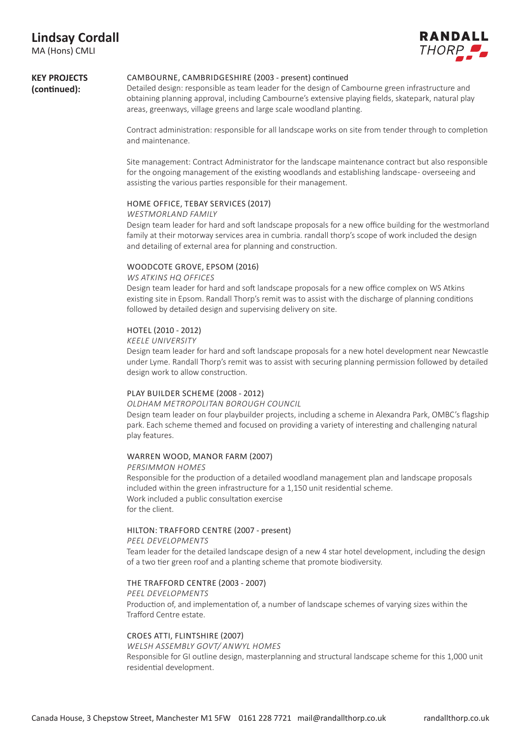# Lindsay Cordall

MA (Hons) CMLI

**KEY PROJECTS (continued):**

CAMBOURNE, CAMBRIDGESHIRE (2003 - present) continued

Detailed design: responsible as team leader for the design of Cambourne green infrastructure and obtaining planning approval, including Cambourne's extensive playing fields, skatepark, natural play areas, greenways, village greens and large scale woodland planting.

Contract administration: responsible for all landscape works on site from tender through to completion and maintenance.

Site management: Contract Administrator for the landscape maintenance contract but also responsible for the ongoing management of the existing woodlands and establishing landscape- overseeing and assisting the various parties responsible for their management.

HOME OFFICE, TEBAY SERVICES (2017)

*WESTMORLAND FAMILY*

Design team leader for hard and soft landscape proposals for a new office building for the westmorland family at their motorway services area in cumbria. randall thorp's scope of work included the design and detailing of external area for planning and construction.

WOODCOTE GROVE, EPSOM (2016)

*WS ATKINS HQ OFFICES*

Design team leader for hard and soft landscape proposals for a new office complex on WS Atkins existing site in Epsom. Randall Thorp's remit was to assist with the discharge of planning conditions followed by detailed design and supervising delivery on site.

HOTEL (2010 - 2012)

*KEELE UNIVERSITY*

Design team leader for hard and soft landscape proposals for a new hotel development near Newcastle under Lyme. Randall Thorp's remit was to assist with securing planning permission followed by detailed design work to allow construction.

PLAY BUILDER SCHEME (2008 - 2012)

*OLDHAM METROPOLITAN BOROUGH COUNCIL*

Design team leader on four playbuilder projects, including a scheme in Alexandra Park, OMBC's flagship park. Each scheme themed and focused on providing a variety of interesting and challenging natural play features.

WARREN WOOD, MANOR FARM (2007)

*PERSIMMON HOMES*

Responsible for the production of a detailed woodland management plan and landscape proposals included within the green infrastructure for a 1,150 unit residential scheme.
Work included a public consultation exercise
for the client.

HILTON: TRAFFORD CENTRE (2007 - present)

*PEEL DEVELOPMENTS*

Team leader for the detailed landscape design of a new 4 star hotel development, including the design of a two tier green roof and a planting scheme that promote biodiversity.

THE TRAFFORD CENTRE (2003 - 2007)

*PEEL DEVELOPMENTS*

Production of, and implementation of, a number of landscape schemes of varying sizes within the Trafford Centre estate.

CROES ATTI, FLINTSHIRE (2007)

*WELSH ASSEMBLY GOVT/ ANWYL HOMES*

Responsible for GI outline design, masterplanning and structural landscape scheme for this 1,000 unit residential development.